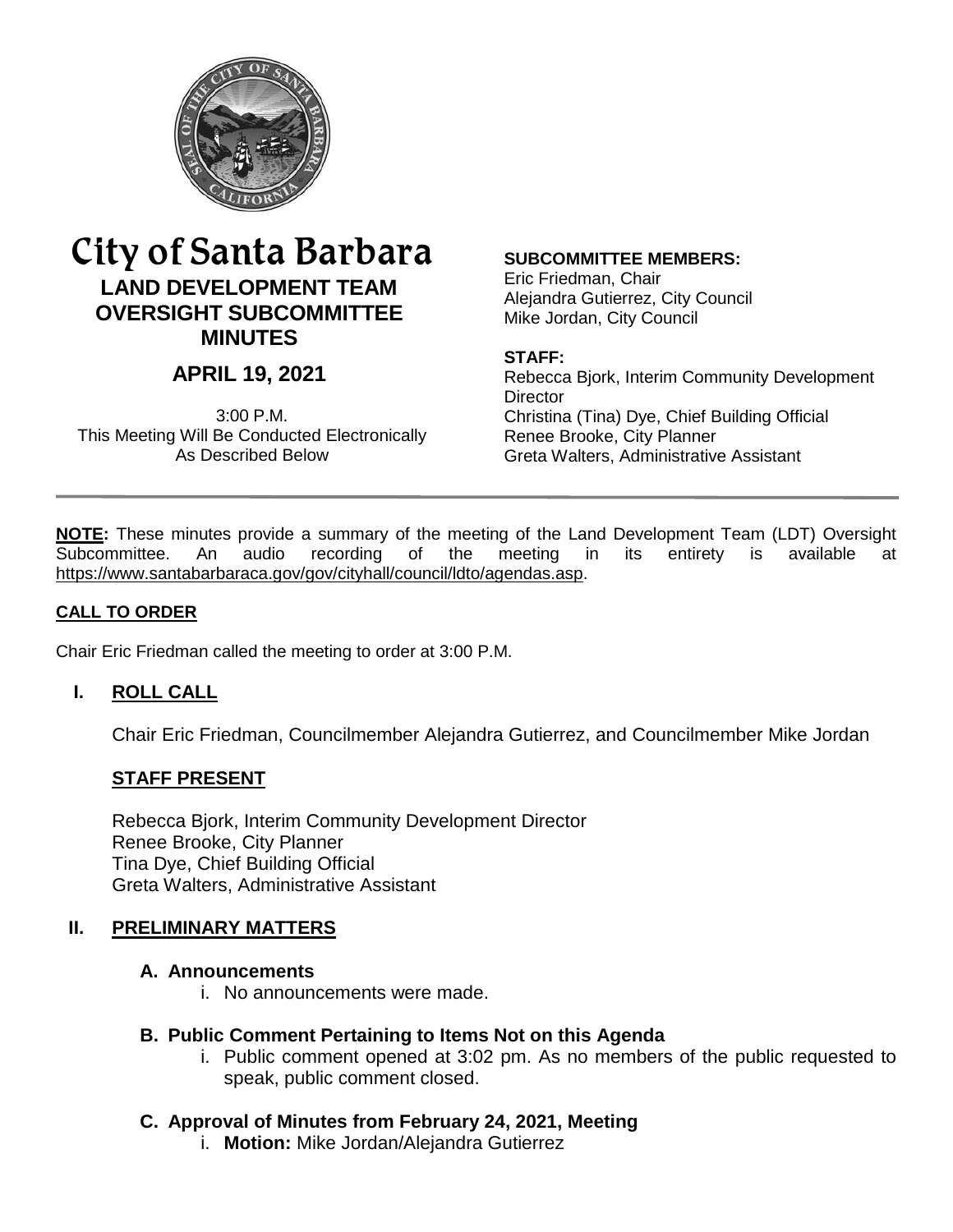# City of Santa Barbara

## LAND DEVELOPMENT TEAM OVERSIGHT SUBCOMMITTEE MINUTES

## APRIL 19, 2021

3:00 P.M.
This Meeting Will Be Conducted Electronically
As Described Below

**SUBCOMMITTEE MEMBERS:**
Eric Friedman, Chair
Alejandra Gutierrez, City Council
Mike Jordan, City Council

**STAFF:**
Rebecca Bjork, Interim Community Development Director
Christina (Tina) Dye, Chief Building Official
Renee Brooke, City Planner
Greta Walters, Administrative Assistant

---

**NOTE:** These minutes provide a summary of the meeting of the Land Development Team (LDT) Oversight Subcommittee. An audio recording of the meeting in its entirety is available at https://www.santabarbaraca.gov/gov/cityhall/council/ldto/agendas.asp.

### CALL TO ORDER

Chair Eric Friedman called the meeting to order at 3:00 P.M.

### I. ROLL CALL

Chair Eric Friedman, Councilmember Alejandra Gutierrez, and Councilmember Mike Jordan

#### STAFF PRESENT

Rebecca Bjork, Interim Community Development Director
Renee Brooke, City Planner
Tina Dye, Chief Building Official
Greta Walters, Administrative Assistant

### II. PRELIMINARY MATTERS

#### A. Announcements

i. No announcements were made.

#### B. Public Comment Pertaining to Items Not on this Agenda

i. Public comment opened at 3:02 pm. As no members of the public requested to speak, public comment closed.

#### C. Approval of Minutes from February 24, 2021, Meeting

i. **Motion:** Mike Jordan/Alejandra Gutierrez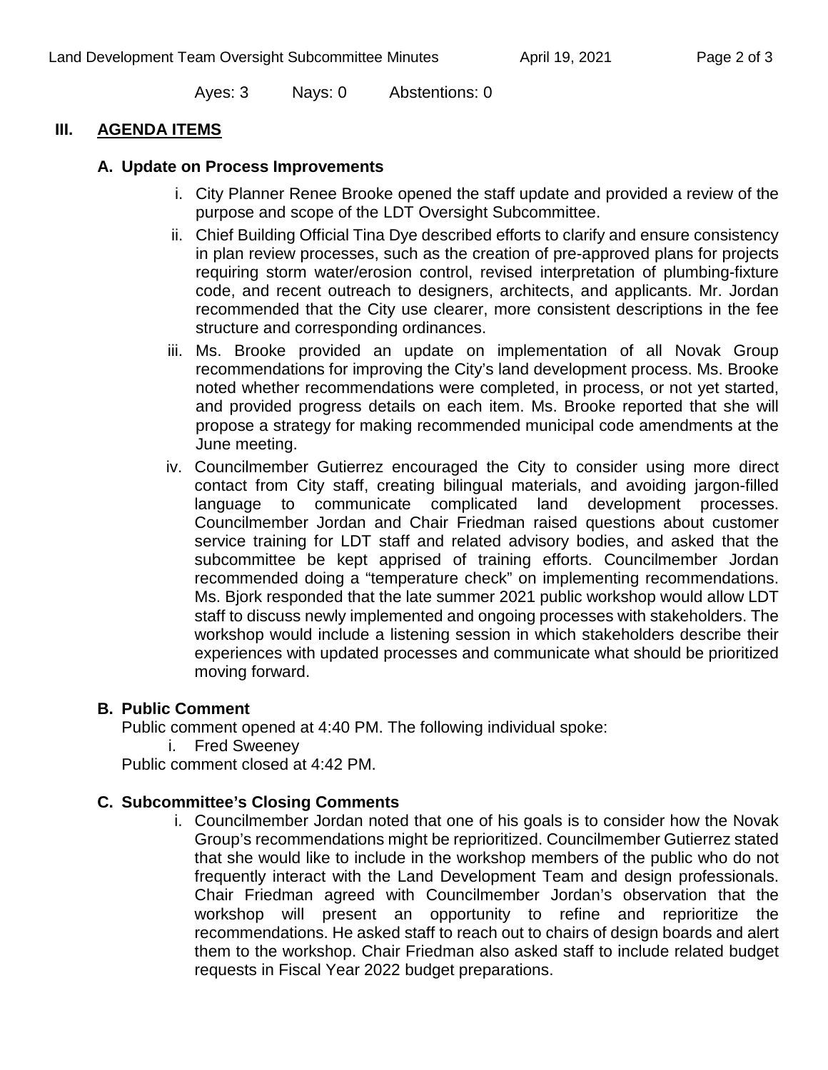Ayes: 3 Nays: 0 Abstentions: 0

## III. AGENDA ITEMS

### A. Update on Process Improvements

i. City Planner Renee Brooke opened the staff update and provided a review of the purpose and scope of the LDT Oversight Subcommittee.

ii. Chief Building Official Tina Dye described efforts to clarify and ensure consistency in plan review processes, such as the creation of pre-approved plans for projects requiring storm water/erosion control, revised interpretation of plumbing-fixture code, and recent outreach to designers, architects, and applicants. Mr. Jordan recommended that the City use clearer, more consistent descriptions in the fee structure and corresponding ordinances.

iii. Ms. Brooke provided an update on implementation of all Novak Group recommendations for improving the City's land development process. Ms. Brooke noted whether recommendations were completed, in process, or not yet started, and provided progress details on each item. Ms. Brooke reported that she will propose a strategy for making recommended municipal code amendments at the June meeting.

iv. Councilmember Gutierrez encouraged the City to consider using more direct contact from City staff, creating bilingual materials, and avoiding jargon-filled language to communicate complicated land development processes. Councilmember Jordan and Chair Friedman raised questions about customer service training for LDT staff and related advisory bodies, and asked that the subcommittee be kept apprised of training efforts. Councilmember Jordan recommended doing a "temperature check" on implementing recommendations. Ms. Bjork responded that the late summer 2021 public workshop would allow LDT staff to discuss newly implemented and ongoing processes with stakeholders. The workshop would include a listening session in which stakeholders describe their experiences with updated processes and communicate what should be prioritized moving forward.

### B. Public Comment

Public comment opened at 4:40 PM. The following individual spoke:

i. Fred Sweeney

Public comment closed at 4:42 PM.

### C. Subcommittee's Closing Comments

i. Councilmember Jordan noted that one of his goals is to consider how the Novak Group's recommendations might be reprioritized. Councilmember Gutierrez stated that she would like to include in the workshop members of the public who do not frequently interact with the Land Development Team and design professionals. Chair Friedman agreed with Councilmember Jordan's observation that the workshop will present an opportunity to refine and reprioritize the recommendations. He asked staff to reach out to chairs of design boards and alert them to the workshop. Chair Friedman also asked staff to include related budget requests in Fiscal Year 2022 budget preparations.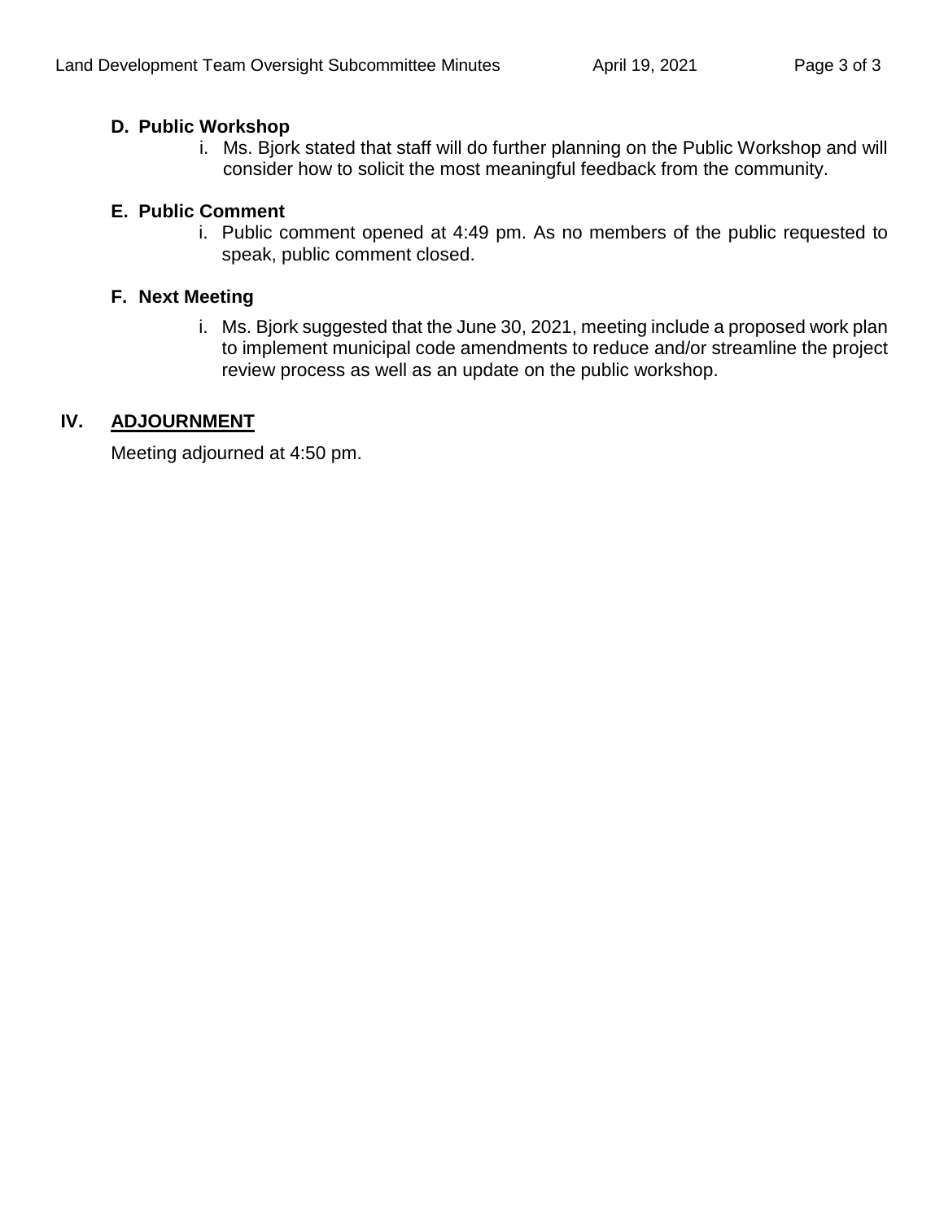**D. Public Workshop**

i. Ms. Bjork stated that staff will do further planning on the Public Workshop and will consider how to solicit the most meaningful feedback from the community.

**E. Public Comment**

i. Public comment opened at 4:49 pm. As no members of the public requested to speak, public comment closed.

**F. Next Meeting**

i. Ms. Bjork suggested that the June 30, 2021, meeting include a proposed work plan to implement municipal code amendments to reduce and/or streamline the project review process as well as an update on the public workshop.

## IV. ADJOURNMENT

Meeting adjourned at 4:50 pm.